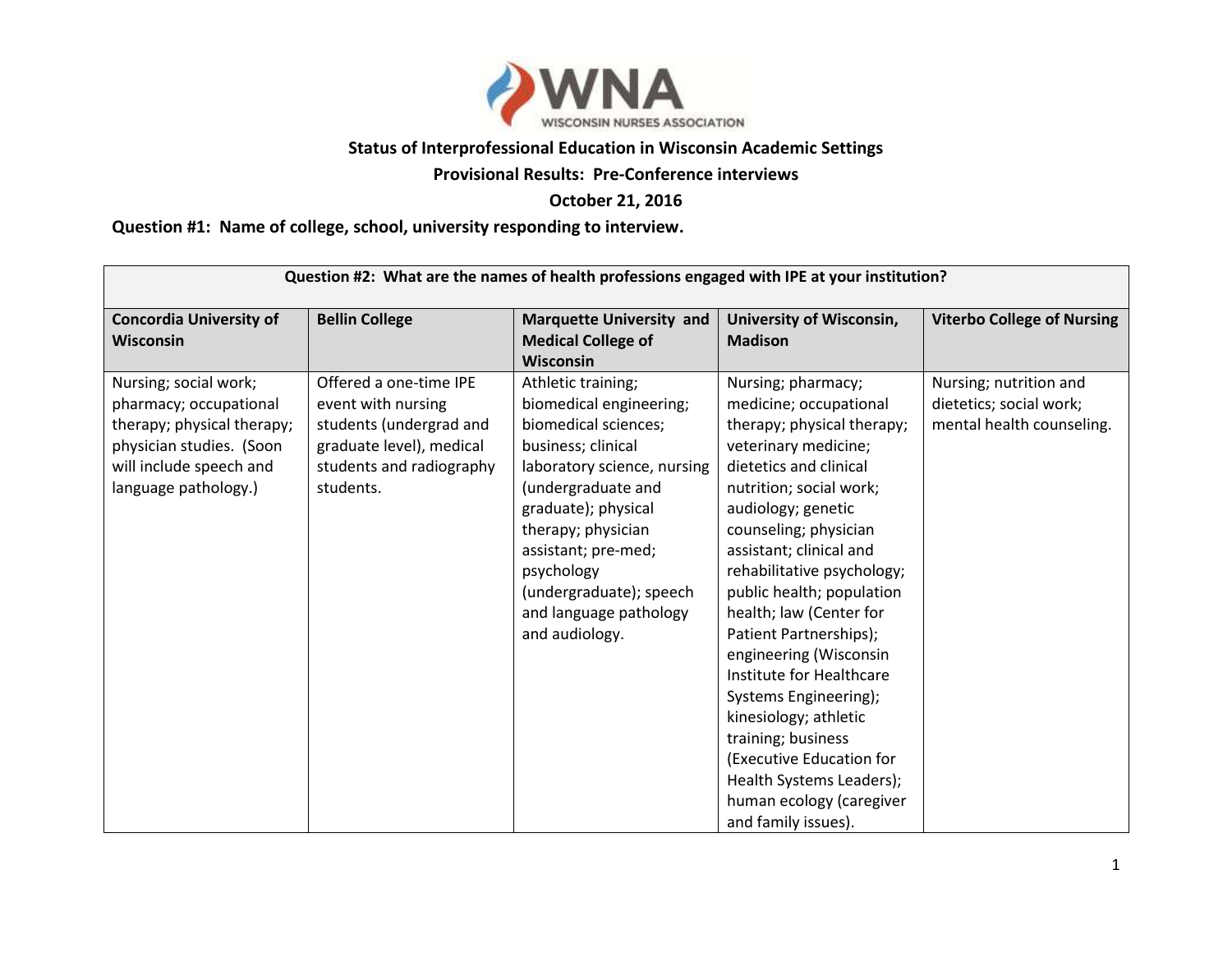**Status of Interprofessional Education in Wisconsin Academic Settings**

**Provisional Results: Pre-Conference interviews**

**October 21, 2016**

**Question #1: Name of college, school, university responding to interview.**

| **Question #2: What are the names of health professions engaged with IPE at your institution?** | | | | |
|---|---|---|---|---|
| **Concordia University of Wisconsin** | **Bellin College** | **Marquette University and Medical College of Wisconsin** | **University of Wisconsin, Madison** | **Viterbo College of Nursing** |
| Nursing; social work; pharmacy; occupational therapy; physical therapy; physician studies. (Soon will include speech and language pathology.) | Offered a one-time IPE event with nursing students (undergrad and graduate level), medical students and radiography students. | Athletic training; biomedical engineering; biomedical sciences; business; clinical laboratory science, nursing (undergraduate and graduate); physical therapy; physician assistant; pre-med; psychology (undergraduate); speech and language pathology and audiology. | Nursing; pharmacy; medicine; occupational therapy; physical therapy; veterinary medicine; dietetics and clinical nutrition; social work; audiology; genetic counseling; physician assistant; clinical and rehabilitative psychology; public health; population health; law (Center for Patient Partnerships); engineering (Wisconsin Institute for Healthcare Systems Engineering); kinesiology; athletic training; business (Executive Education for Health Systems Leaders); human ecology (caregiver and family issues). | Nursing; nutrition and dietetics; social work; mental health counseling. |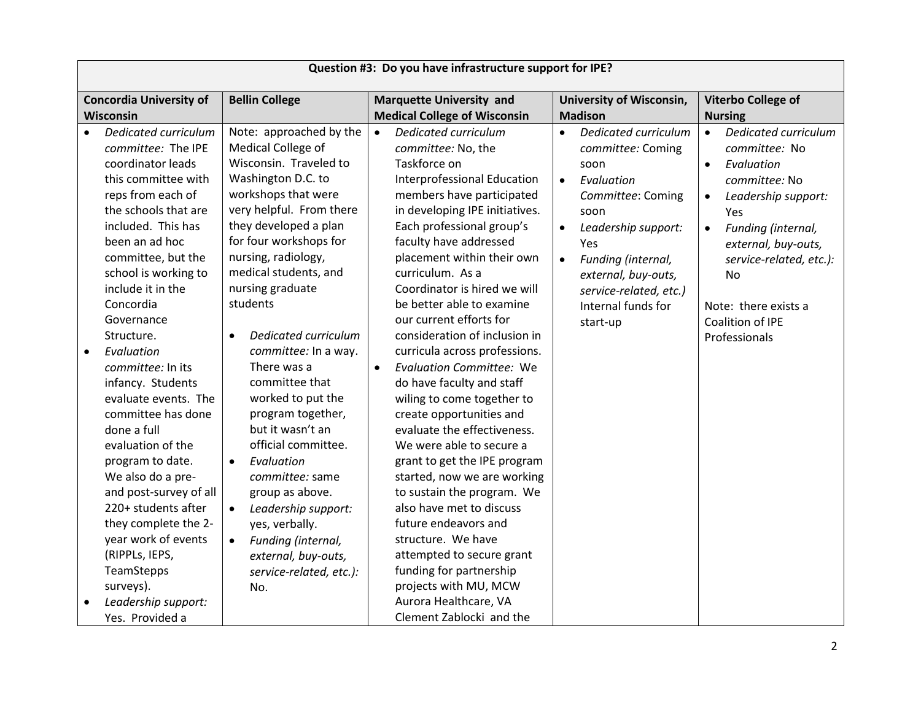| Question #3: Do you have infrastructure support for IPE? | | | | |
|---|---|---|---|---|
| **Concordia University of Wisconsin** | **Bellin College** | **Marquette University and Medical College of Wisconsin** | **University of Wisconsin, Madison** | **Viterbo College of Nursing** |
| • *Dedicated curriculum committee:* The IPE coordinator leads this committee with reps from each of the schools that are included. This has been an ad hoc committee, but the school is working to include it in the Concordia Governance Structure.<br>• *Evaluation committee:* In its infancy. Students evaluate events. The committee has done done a full evaluation of the program to date. We also do a pre- and post-survey of all 220+ students after they complete the 2-year work of events (RIPPLs, IEPS, TeamStepps surveys).<br>• *Leadership support:* Yes. Provided a | Note: approached by the Medical College of Wisconsin. Traveled to Washington D.C. to workshops that were very helpful. From there they developed a plan for four workshops for nursing, radiology, medical students, and nursing graduate students<br>• *Dedicated curriculum committee:* In a way. There was a committee that worked to put the program together, but it wasn't an official committee.<br>• *Evaluation committee:* same group as above.<br>• *Leadership support:* yes, verbally.<br>• *Funding (internal, external, buy-outs, service-related, etc.):* No. | • *Dedicated curriculum committee:* No, the Taskforce on Interprofessional Education members have participated in developing IPE initiatives. Each professional group's faculty have addressed placement within their own curriculum. As a Coordinator is hired we will be better able to examine our current efforts for consideration of inclusion in curricula across professions.<br>• *Evaluation Committee:* We do have faculty and staff wiling to come together to create opportunities and evaluate the effectiveness. We were able to secure a grant to get the IPE program started, now we are working to sustain the program. We also have met to discuss future endeavors and structure. We have attempted to secure grant funding for partnership projects with MU, MCW Aurora Healthcare, VA Clement Zablocki and the | • *Dedicated curriculum committee:* Coming soon<br>• *Evaluation Committee*: Coming soon<br>• *Leadership support:* Yes<br>• *Funding (internal, external, buy-outs, service-related, etc.)* Internal funds for start-up | • *Dedicated curriculum committee:* No<br>• *Evaluation committee:* No<br>• *Leadership support:* Yes<br>• *Funding (internal, external, buy-outs, service-related, etc.):* No<br><br>Note: there exists a Coalition of IPE Professionals |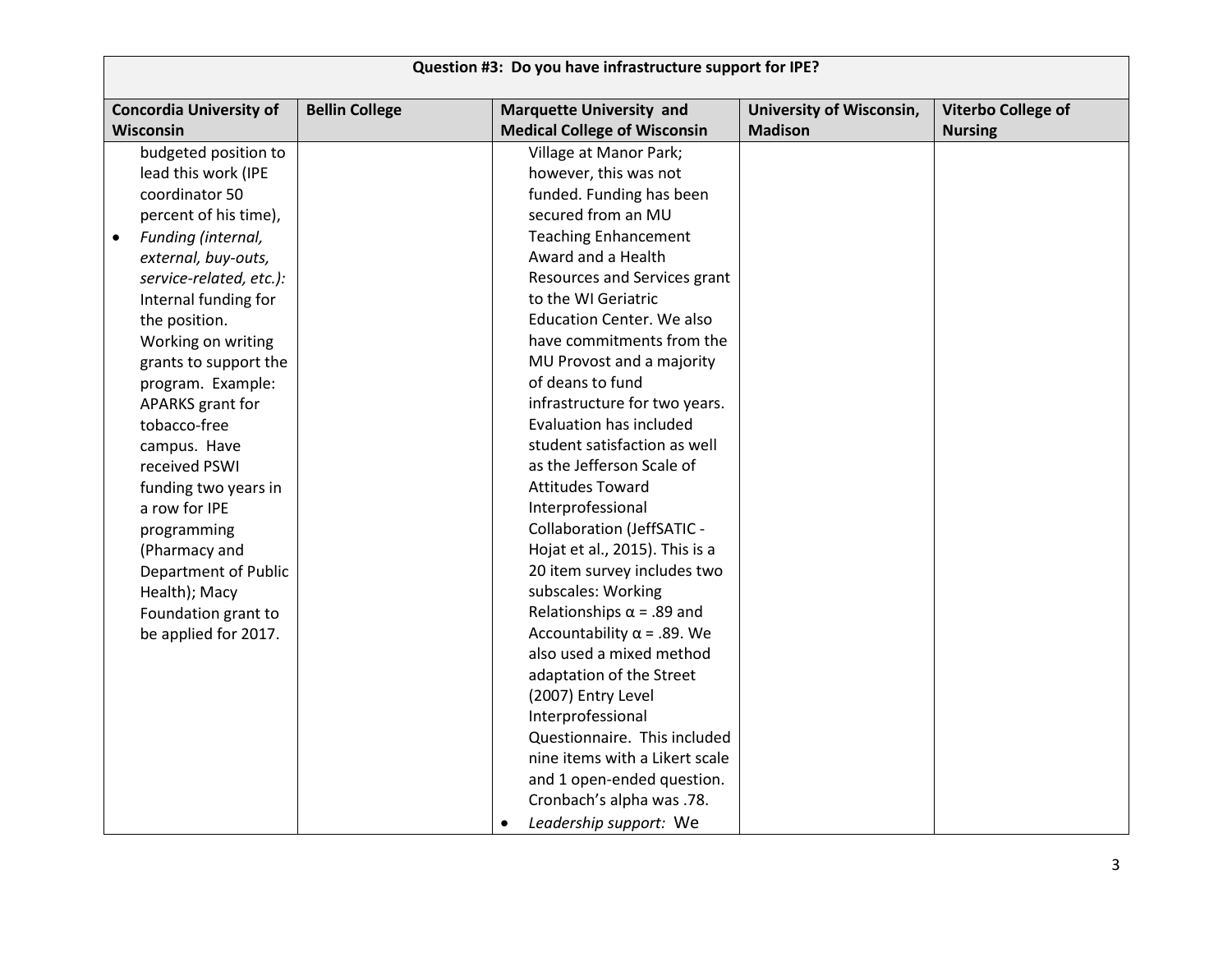| Question #3: Do you have infrastructure support for IPE? | | | | |
|---|---|---|---|---|
| **Concordia University of Wisconsin** | **Bellin College** | **Marquette University and Medical College of Wisconsin** | **University of Wisconsin, Madison** | **Viterbo College of Nursing** |
| budgeted position to lead this work (IPE coordinator 50 percent of his time), <br>• *Funding (internal, external, buy-outs, service-related, etc.):* Internal funding for the position. Working on writing grants to support the program. Example: APARKS grant for tobacco-free campus. Have received PSWI funding two years in a row for IPE programming (Pharmacy and Department of Public Health); Macy Foundation grant to be applied for 2017. | | Village at Manor Park; however, this was not funded. Funding has been secured from an MU Teaching Enhancement Award and a Health Resources and Services grant to the WI Geriatric Education Center. We also have commitments from the MU Provost and a majority of deans to fund infrastructure for two years. Evaluation has included student satisfaction as well as the Jefferson Scale of Attitudes Toward Interprofessional Collaboration (JeffSATIC - Hojat et al., 2015). This is a 20 item survey includes two subscales: Working Relationships $\alpha = .89$ and Accountability $\alpha = .89$. We also used a mixed method adaptation of the Street (2007) Entry Level Interprofessional Questionnaire. This included nine items with a Likert scale and 1 open-ended question. Cronbach's alpha was .78. <br>• *Leadership support:* We | | |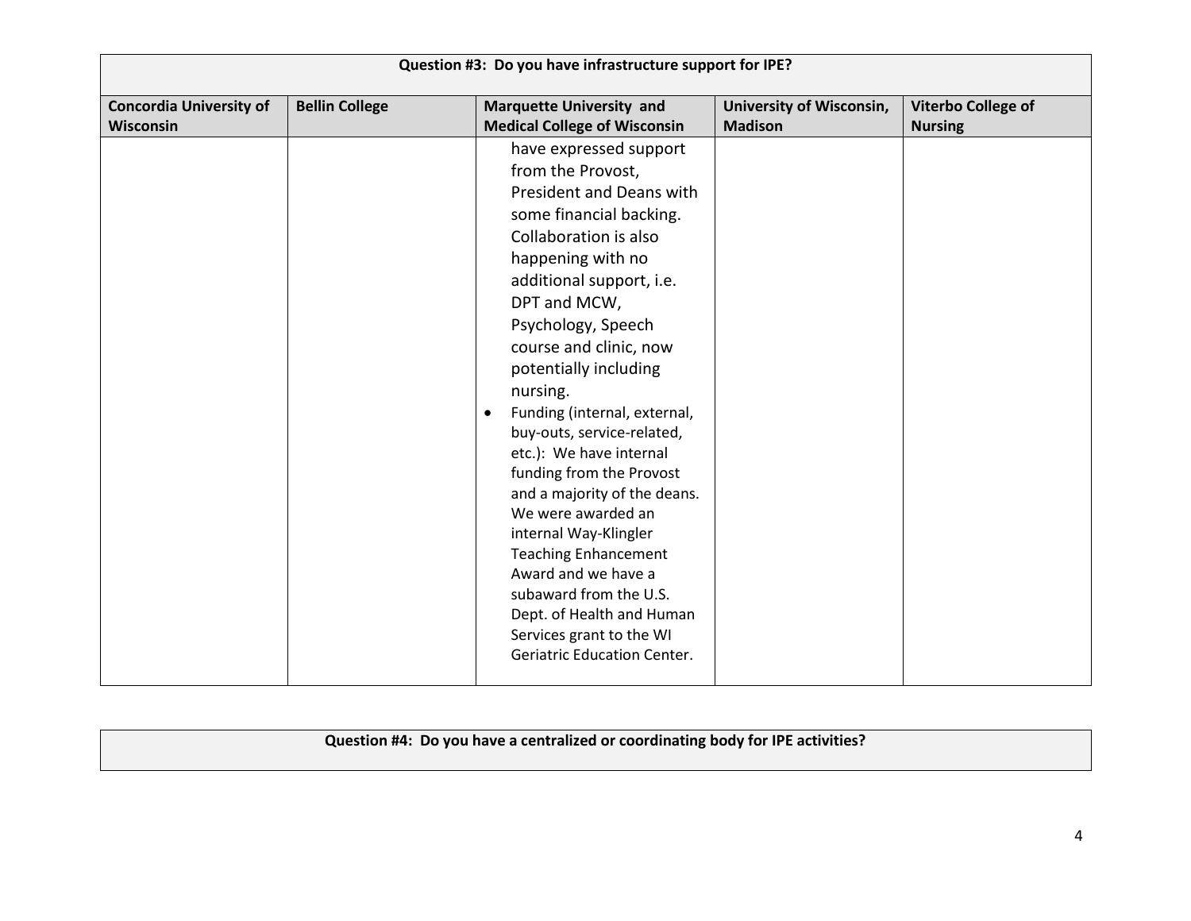| Question #3: Do you have infrastructure support for IPE? | | | | |
|---|---|---|---|---|
| **Concordia University of Wisconsin** | **Bellin College** | **Marquette University and Medical College of Wisconsin** | **University of Wisconsin, Madison** | **Viterbo College of Nursing** |
| | | have expressed support from the Provost, President and Deans with some financial backing. Collaboration is also happening with no additional support, i.e. DPT and MCW, Psychology, Speech course and clinic, now potentially including nursing.<br>• Funding (internal, external, buy-outs, service-related, etc.): We have internal funding from the Provost and a majority of the deans. We were awarded an internal Way-Klingler Teaching Enhancement Award and we have a subaward from the U.S. Dept. of Health and Human Services grant to the WI Geriatric Education Center. | | |

| Question #4: Do you have a centralized or coordinating body for IPE activities? |
|---|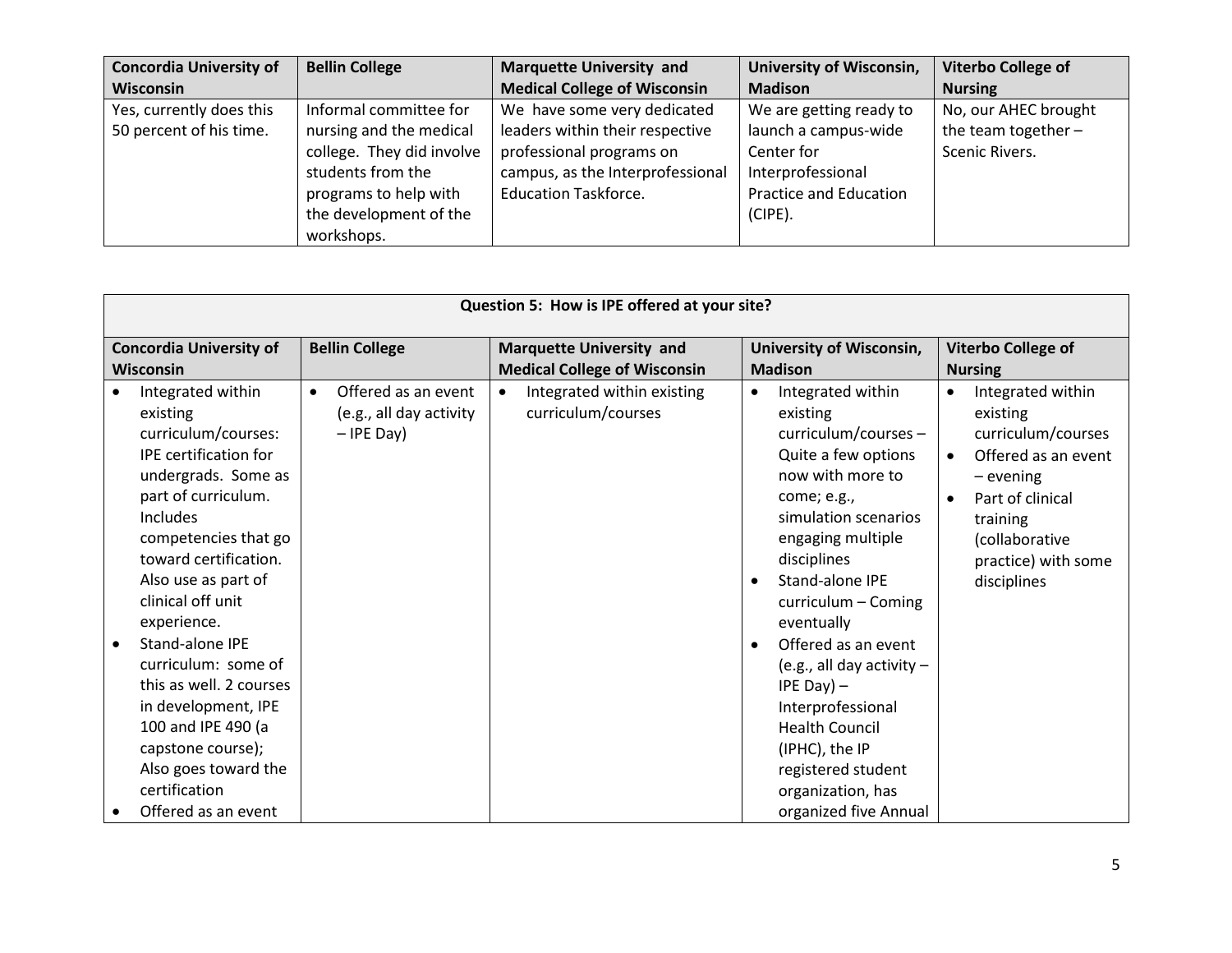| Concordia University of Wisconsin | Bellin College | Marquette University and Medical College of Wisconsin | University of Wisconsin, Madison | Viterbo College of Nursing |
|---|---|---|---|---|
| Yes, currently does this 50 percent of his time. | Informal committee for nursing and the medical college. They did involve students from the programs to help with the development of the workshops. | We have some very dedicated leaders within their respective professional programs on campus, as the Interprofessional Education Taskforce. | We are getting ready to launch a campus-wide Center for Interprofessional Practice and Education (CIPE). | No, our AHEC brought the team together – Scenic Rivers. |

| Question 5: How is IPE offered at your site? | | | | |
|---|---|---|---|---|
| **Concordia University of Wisconsin** | **Bellin College** | **Marquette University and Medical College of Wisconsin** | **University of Wisconsin, Madison** | **Viterbo College of Nursing** |
| • Integrated within existing curriculum/courses: IPE certification for undergrads. Some as part of curriculum. Includes competencies that go toward certification. Also use as part of clinical off unit experience. <br> • Stand-alone IPE curriculum: some of this as well. 2 courses in development, IPE 100 and IPE 490 (a capstone course); Also goes toward the certification <br> • Offered as an event | • Offered as an event (e.g., all day activity – IPE Day) | • Integrated within existing curriculum/courses | • Integrated within existing curriculum/courses – Quite a few options now with more to come; e.g., simulation scenarios engaging multiple disciplines <br> • Stand-alone IPE curriculum – Coming eventually <br> • Offered as an event (e.g., all day activity – IPE Day) – Interprofessional Health Council (IPHC), the IP registered student organization, has organized five Annual | • Integrated within existing curriculum/courses <br> • Offered as an event – evening <br> • Part of clinical training (collaborative practice) with some disciplines |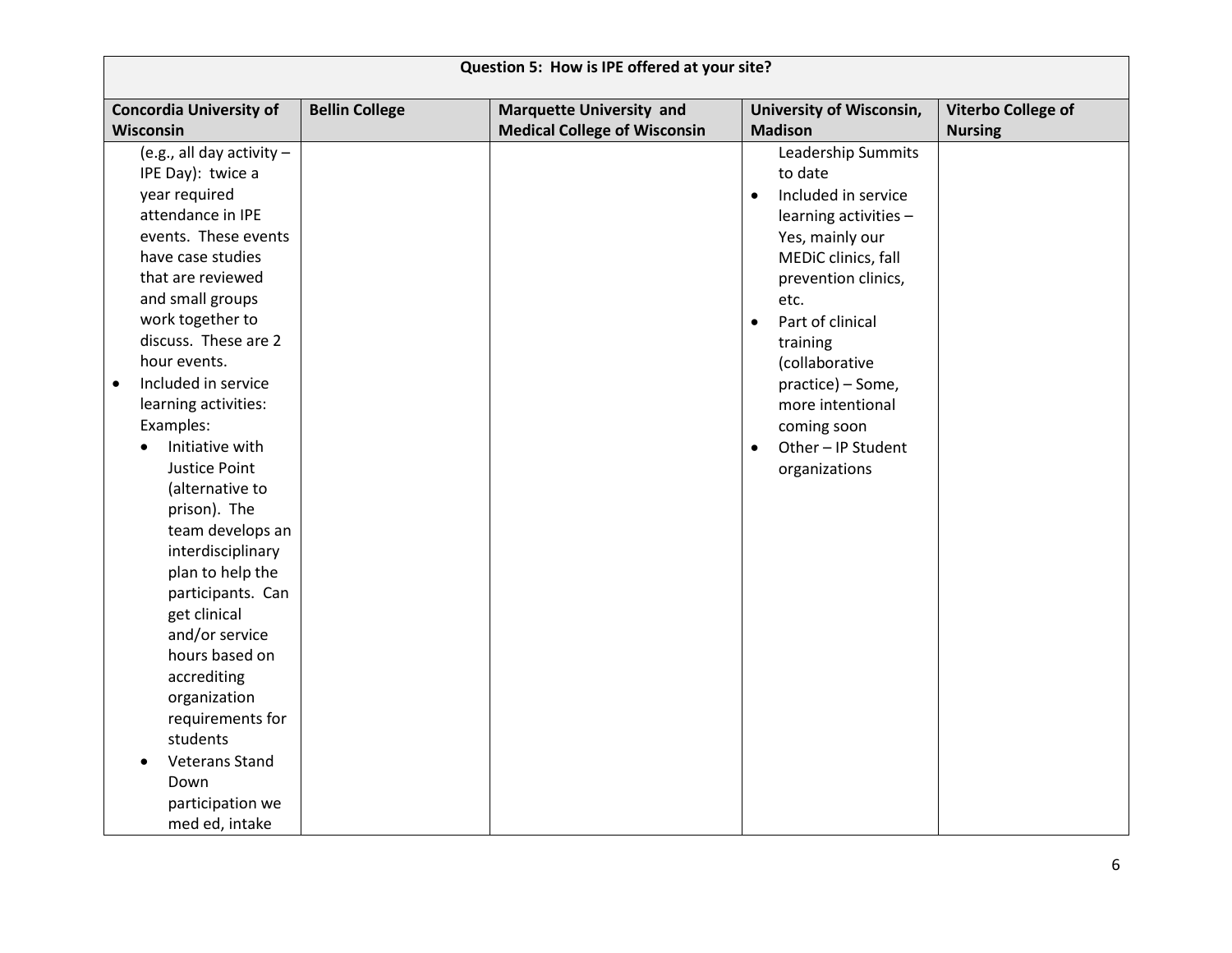| Question 5: How is IPE offered at your site? | | | | |
|---|---|---|---|---|
| **Concordia University of Wisconsin** | **Bellin College** | **Marquette University and Medical College of Wisconsin** | **University of Wisconsin, Madison** | **Viterbo College of Nursing** |
| (e.g., all day activity – IPE Day): twice a year required attendance in IPE events. These events have case studies that are reviewed and small groups work together to discuss. These are 2 hour events.<br>• Included in service learning activities: Examples:<br>  ◦ Initiative with Justice Point (alternative to prison). The team develops an interdisciplinary plan to help the participants. Can get clinical and/or service hours based on accrediting organization requirements for students<br>  ◦ Veterans Stand Down participation we med ed, intake | | | Leadership Summits to date<br>• Included in service learning activities – Yes, mainly our MEDiC clinics, fall prevention clinics, etc.<br>• Part of clinical training (collaborative practice) – Some, more intentional coming soon<br>• Other – IP Student organizations | |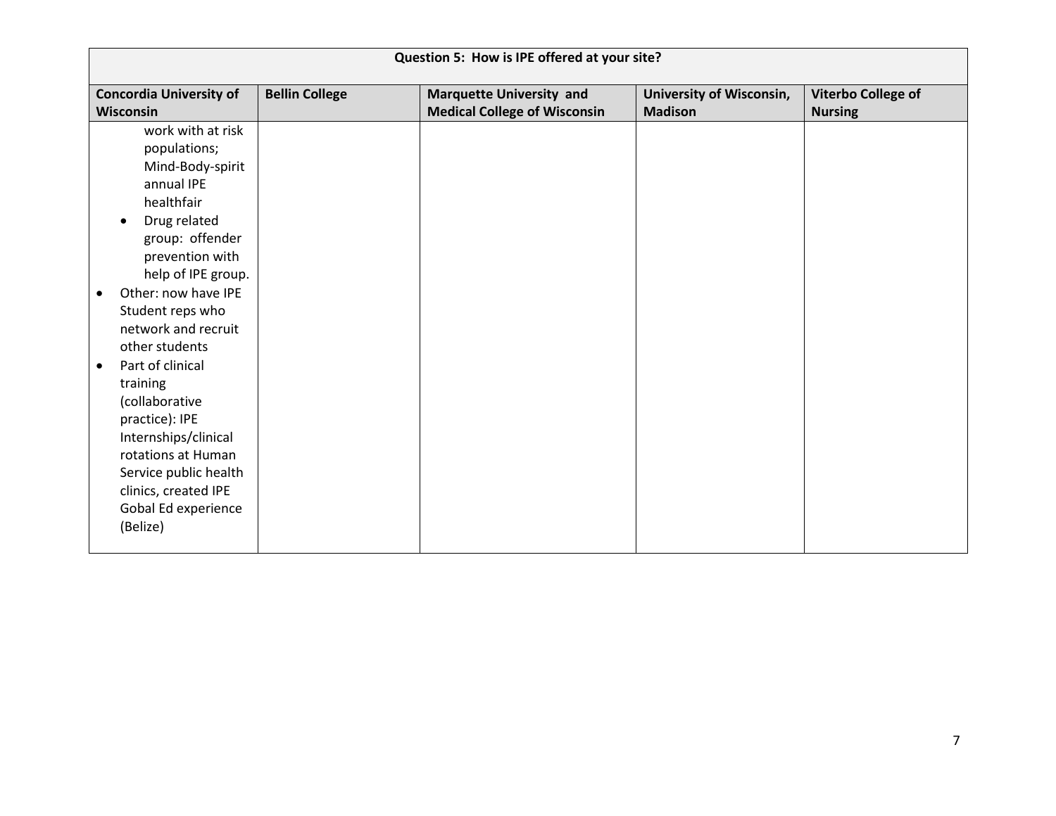| Question 5: How is IPE offered at your site? | | | | |
|---|---|---|---|---|
| **Concordia University of Wisconsin** | **Bellin College** | **Marquette University and Medical College of Wisconsin** | **University of Wisconsin, Madison** | **Viterbo College of Nursing** |
| work with at risk populations; Mind-Body-spirit annual IPE healthfair<br>• Drug related group: offender prevention with help of IPE group.<br>• Other: now have IPE Student reps who network and recruit other students<br>• Part of clinical training (collaborative practice): IPE Internships/clinical rotations at Human Service public health clinics, created IPE Gobal Ed experience (Belize) | | | | |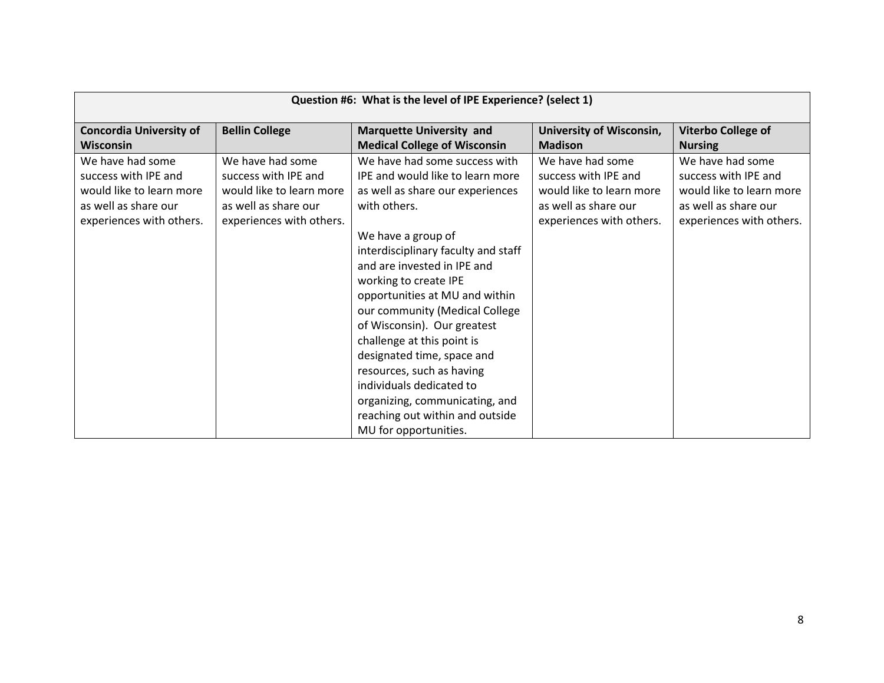| Question #6: What is the level of IPE Experience? (select 1) | | | | |
|---|---|---|---|---|
| **Concordia University of Wisconsin** | **Bellin College** | **Marquette University and Medical College of Wisconsin** | **University of Wisconsin, Madison** | **Viterbo College of Nursing** |
| We have had some success with IPE and would like to learn more as well as share our experiences with others. | We have had some success with IPE and would like to learn more as well as share our experiences with others. | We have had some success with IPE and would like to learn more as well as share our experiences with others.<br><br>We have a group of interdisciplinary faculty and staff and are invested in IPE and working to create IPE opportunities at MU and within our community (Medical College of Wisconsin). Our greatest challenge at this point is designated time, space and resources, such as having individuals dedicated to organizing, communicating, and reaching out within and outside MU for opportunities. | We have had some success with IPE and would like to learn more as well as share our experiences with others. | We have had some success with IPE and would like to learn more as well as share our experiences with others. |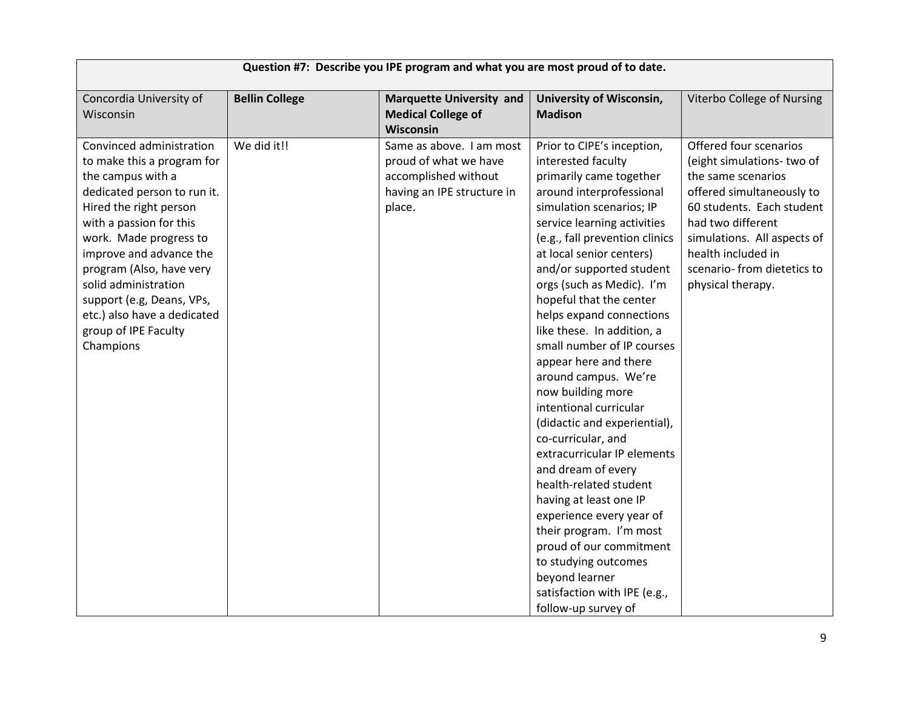| Question #7: Describe you IPE program and what you are most proud of to date. | | | | |
|---|---|---|---|---|
| Concordia University of Wisconsin | **Bellin College** | **Marquette University and Medical College of Wisconsin** | **University of Wisconsin, Madison** | Viterbo College of Nursing |
| Convinced administration to make this a program for the campus with a dedicated person to run it. Hired the right person with a passion for this work. Made progress to improve and advance the program (Also, have very solid administration support (e.g, Deans, VPs, etc.) also have a dedicated group of IPE Faculty Champions | We did it!! | Same as above. I am most proud of what we have accomplished without having an IPE structure in place. | Prior to CIPE's inception, interested faculty primarily came together around interprofessional simulation scenarios; IP service learning activities (e.g., fall prevention clinics at local senior centers) and/or supported student orgs (such as Medic). I'm hopeful that the center helps expand connections like these. In addition, a small number of IP courses appear here and there around campus. We're now building more intentional curricular (didactic and experiential), co-curricular, and extracurricular IP elements and dream of every health-related student having at least one IP experience every year of their program. I'm most proud of our commitment to studying outcomes beyond learner satisfaction with IPE (e.g., follow-up survey of | Offered four scenarios (eight simulations- two of the same scenarios offered simultaneously to 60 students. Each student had two different simulations. All aspects of health included in scenario- from dietetics to physical therapy. |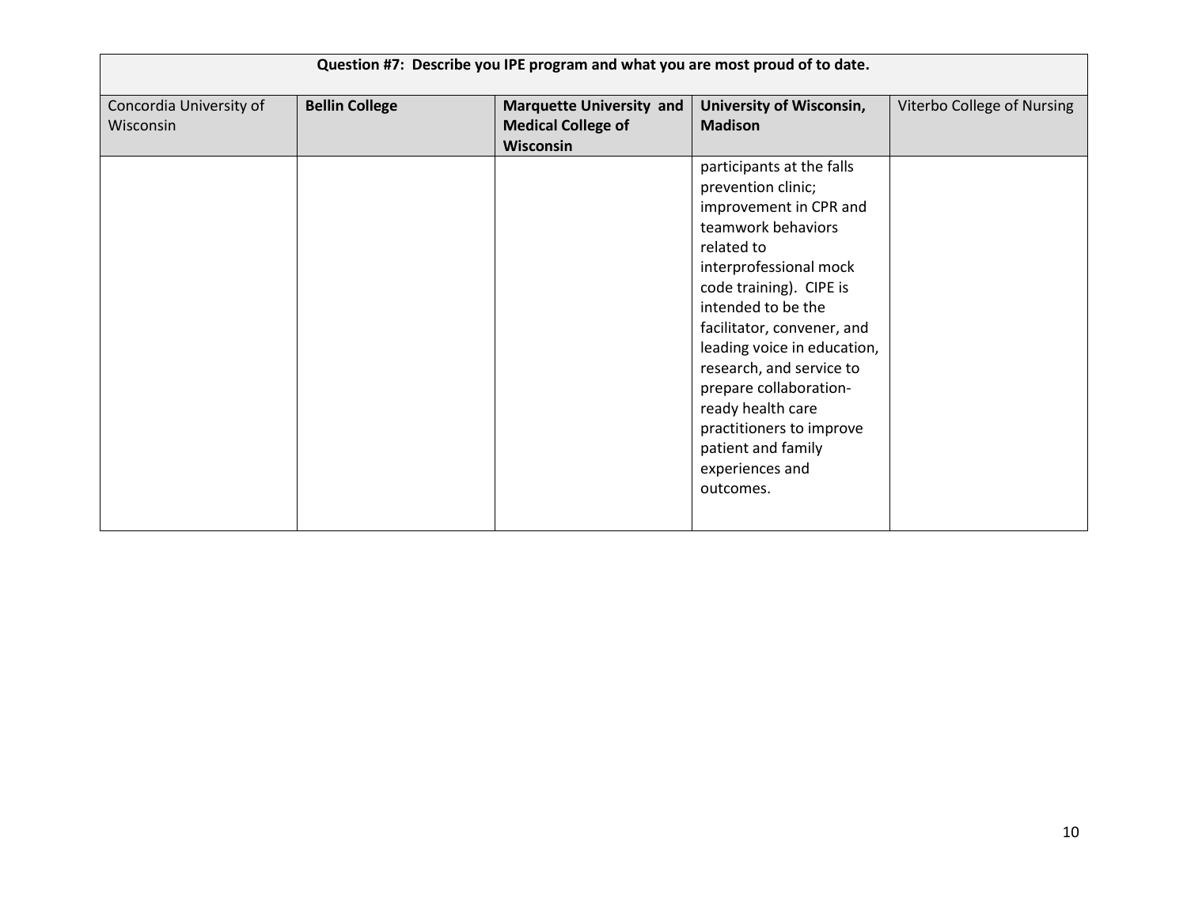| Question #7: Describe you IPE program and what you are most proud of to date. | | | | |
|---|---|---|---|---|
| Concordia University of Wisconsin | **Bellin College** | **Marquette University and Medical College of Wisconsin** | **University of Wisconsin, Madison** | Viterbo College of Nursing |
| | | | participants at the falls prevention clinic; improvement in CPR and teamwork behaviors related to interprofessional mock code training). CIPE is intended to be the facilitator, convener, and leading voice in education, research, and service to prepare collaboration-ready health care practitioners to improve patient and family experiences and outcomes. | |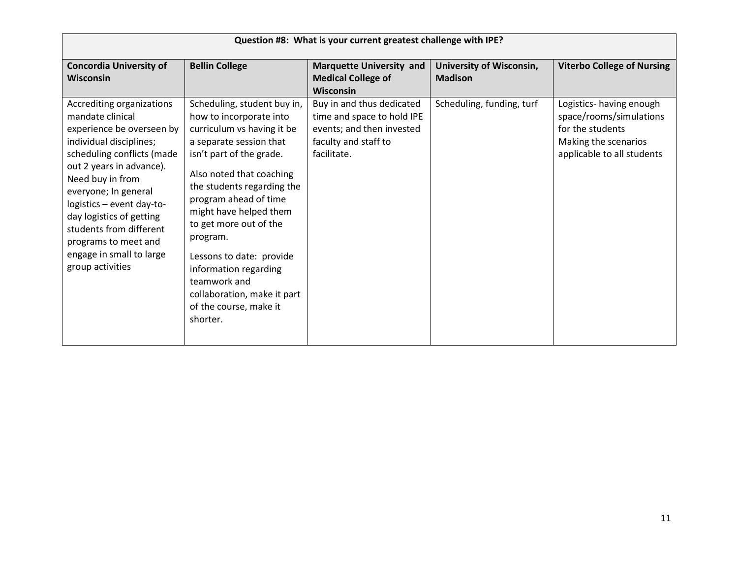| Question #8: What is your current greatest challenge with IPE? | | | | |
|---|---|---|---|---|
| **Concordia University of Wisconsin** | **Bellin College** | **Marquette University and Medical College of Wisconsin** | **University of Wisconsin, Madison** | **Viterbo College of Nursing** |
| Accrediting organizations mandate clinical experience be overseen by individual disciplines; scheduling conflicts (made out 2 years in advance). Need buy in from everyone; In general logistics – event day-to-day logistics of getting students from different programs to meet and engage in small to large group activities | Scheduling, student buy in, how to incorporate into curriculum vs having it be a separate session that isn't part of the grade.<br><br>Also noted that coaching the students regarding the program ahead of time might have helped them to get more out of the program.<br><br>Lessons to date: provide information regarding teamwork and collaboration, make it part of the course, make it shorter. | Buy in and thus dedicated time and space to hold IPE events; and then invested faculty and staff to facilitate. | Scheduling, funding, turf | Logistics- having enough space/rooms/simulations for the students<br>Making the scenarios applicable to all students |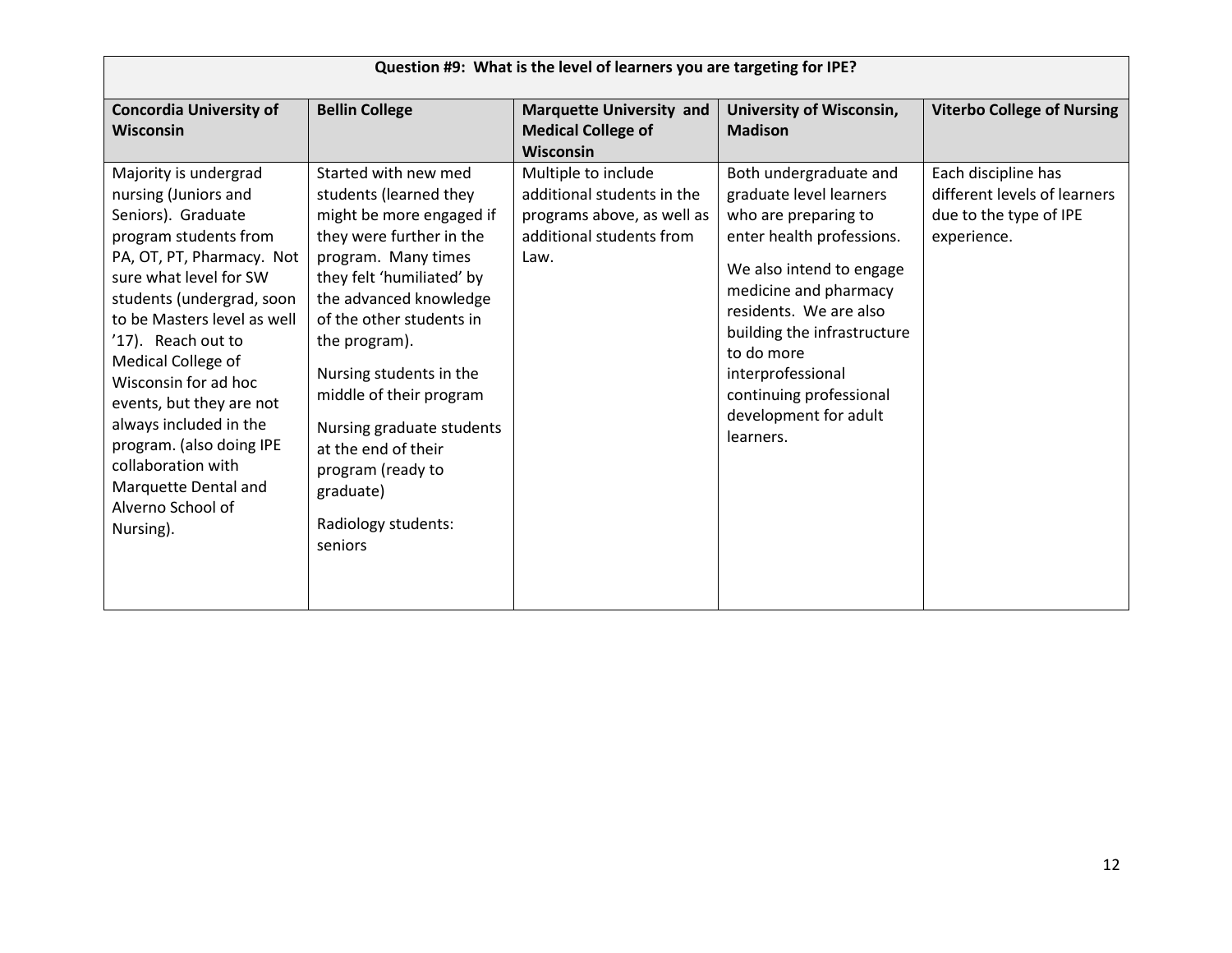| Question #9: What is the level of learners you are targeting for IPE? | | | | |
|---|---|---|---|---|
| **Concordia University of Wisconsin** | **Bellin College** | **Marquette University and Medical College of Wisconsin** | **University of Wisconsin, Madison** | **Viterbo College of Nursing** |
| Majority is undergrad nursing (Juniors and Seniors). Graduate program students from PA, OT, PT, Pharmacy. Not sure what level for SW students (undergrad, soon to be Masters level as well '17). Reach out to Medical College of Wisconsin for ad hoc events, but they are not always included in the program. (also doing IPE collaboration with Marquette Dental and Alverno School of Nursing). | Started with new med students (learned they might be more engaged if they were further in the program. Many times they felt 'humiliated' by the advanced knowledge of the other students in the program).<br><br>Nursing students in the middle of their program<br><br>Nursing graduate students at the end of their program (ready to graduate)<br><br>Radiology students: seniors | Multiple to include additional students in the programs above, as well as additional students from Law. | Both undergraduate and graduate level learners who are preparing to enter health professions.<br><br>We also intend to engage medicine and pharmacy residents. We are also building the infrastructure to do more interprofessional continuing professional development for adult learners. | Each discipline has different levels of learners due to the type of IPE experience. |